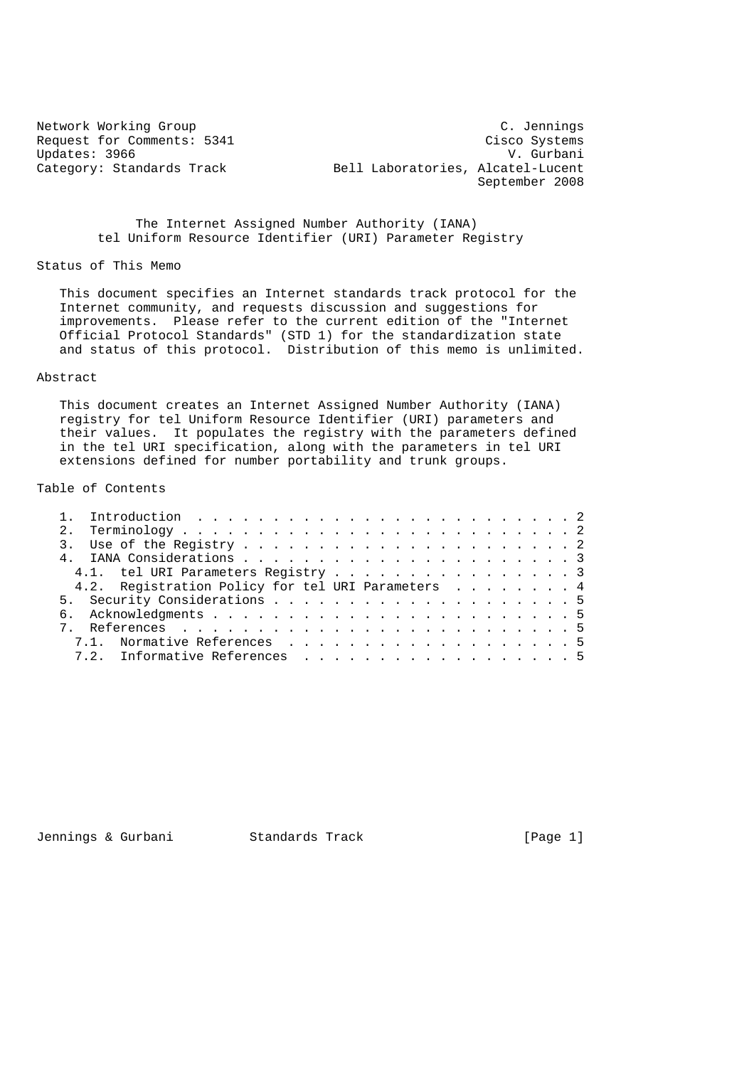Network Working Group C. Jennings
Request for Comments: 5341 Cisco Systems
Updates: 3966 V. Gurbani
Category: Standards Track Bell Laboratories, Alcatel-Lucent
September 2008

# The Internet Assigned Number Authority (IANA) tel Uniform Resource Identifier (URI) Parameter Registry

## Status of This Memo

This document specifies an Internet standards track protocol for the Internet community, and requests discussion and suggestions for improvements. Please refer to the current edition of the "Internet Official Protocol Standards" (STD 1) for the standardization state and status of this protocol. Distribution of this memo is unlimited.

## Abstract

This document creates an Internet Assigned Number Authority (IANA) registry for tel Uniform Resource Identifier (URI) parameters and their values. It populates the registry with the parameters defined in the tel URI specification, along with the parameters in tel URI extensions defined for number portability and trunk groups.

## Table of Contents

```
   1.  Introduction . . . . . . . . . . . . . . . . . . . . . . . . . 2
   2.  Terminology  . . . . . . . . . . . . . . . . . . . . . . . . . 2
   3.  Use of the Registry  . . . . . . . . . . . . . . . . . . . . . 2
   4.  IANA Considerations  . . . . . . . . . . . . . . . . . . . . . 3
     4.1.  tel URI Parameters Registry  . . . . . . . . . . . . . . . 3
     4.2.  Registration Policy for tel URI Parameters . . . . . . . . 4
   5.  Security Considerations  . . . . . . . . . . . . . . . . . . . 5
   6.  Acknowledgments  . . . . . . . . . . . . . . . . . . . . . . . 5
   7.  References . . . . . . . . . . . . . . . . . . . . . . . . . . 5
     7.1.  Normative References . . . . . . . . . . . . . . . . . . . 5
     7.2.  Informative References . . . . . . . . . . . . . . . . . . 5
```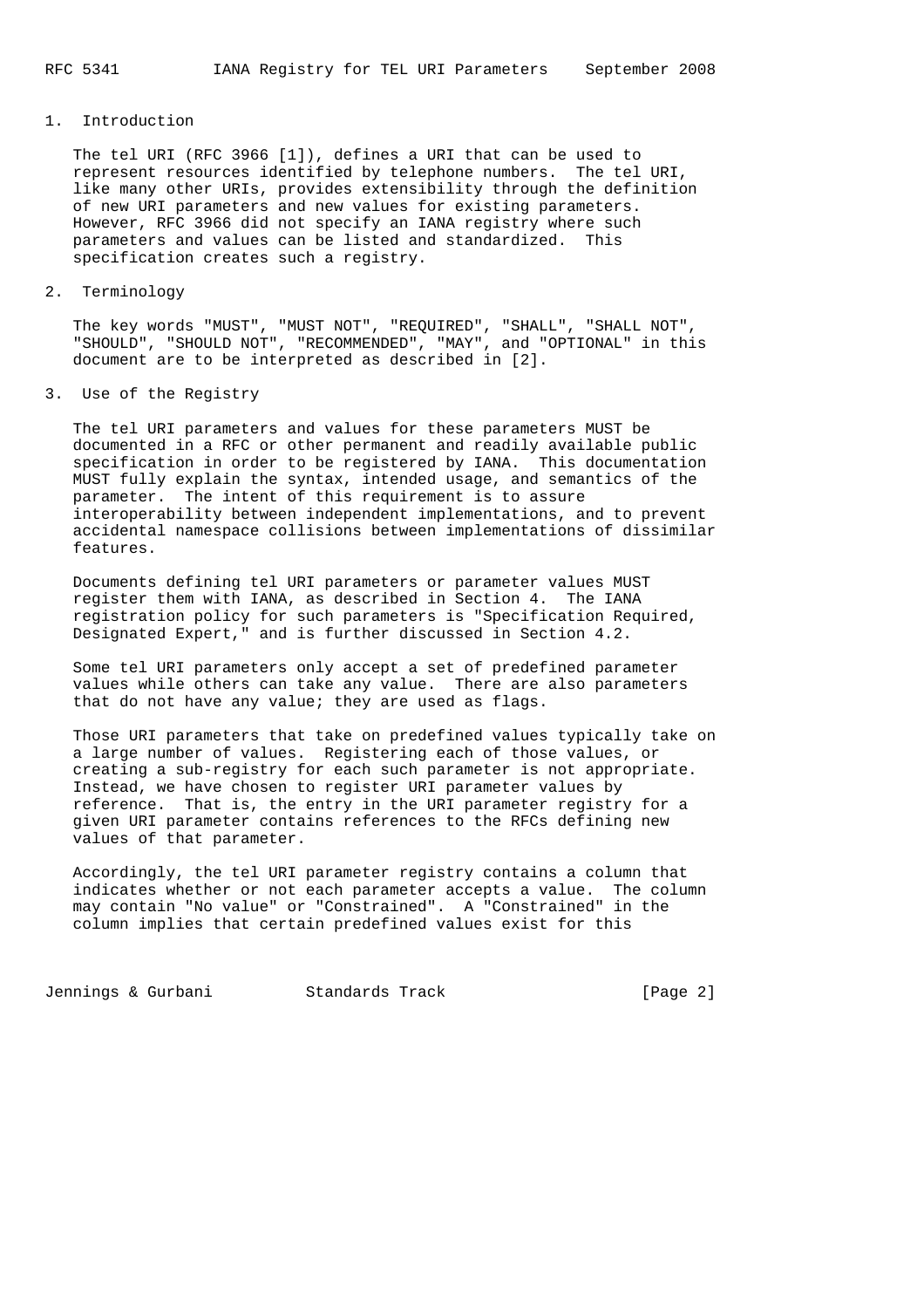## 1. Introduction

The tel URI (RFC 3966 [1]), defines a URI that can be used to represent resources identified by telephone numbers. The tel URI, like many other URIs, provides extensibility through the definition of new URI parameters and new values for existing parameters. However, RFC 3966 did not specify an IANA registry where such parameters and values can be listed and standardized. This specification creates such a registry.

## 2. Terminology

The key words "MUST", "MUST NOT", "REQUIRED", "SHALL", "SHALL NOT", "SHOULD", "SHOULD NOT", "RECOMMENDED", "MAY", and "OPTIONAL" in this document are to be interpreted as described in [2].

## 3. Use of the Registry

The tel URI parameters and values for these parameters MUST be documented in a RFC or other permanent and readily available public specification in order to be registered by IANA. This documentation MUST fully explain the syntax, intended usage, and semantics of the parameter. The intent of this requirement is to assure interoperability between independent implementations, and to prevent accidental namespace collisions between implementations of dissimilar features.

Documents defining tel URI parameters or parameter values MUST register them with IANA, as described in Section 4. The IANA registration policy for such parameters is "Specification Required, Designated Expert," and is further discussed in Section 4.2.

Some tel URI parameters only accept a set of predefined parameter values while others can take any value. There are also parameters that do not have any value; they are used as flags.

Those URI parameters that take on predefined values typically take on a large number of values. Registering each of those values, or creating a sub-registry for each such parameter is not appropriate. Instead, we have chosen to register URI parameter values by reference. That is, the entry in the URI parameter registry for a given URI parameter contains references to the RFCs defining new values of that parameter.

Accordingly, the tel URI parameter registry contains a column that indicates whether or not each parameter accepts a value. The column may contain "No value" or "Constrained". A "Constrained" in the column implies that certain predefined values exist for this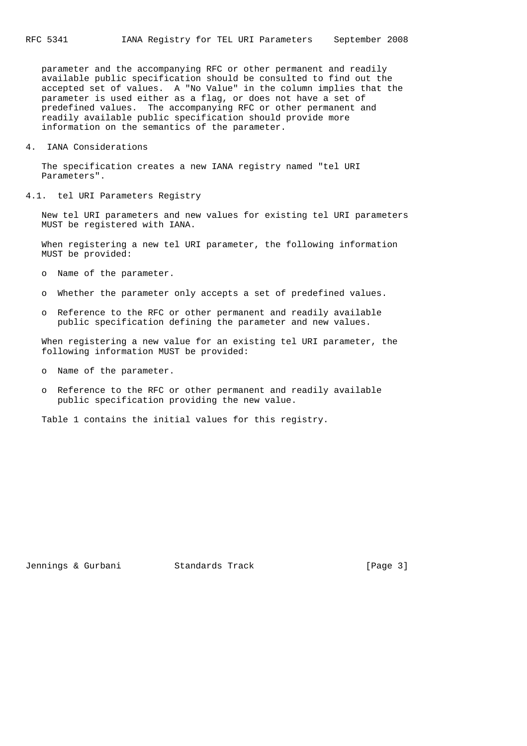parameter and the accompanying RFC or other permanent and readily available public specification should be consulted to find out the accepted set of values. A "No Value" in the column implies that the parameter is used either as a flag, or does not have a set of predefined values. The accompanying RFC or other permanent and readily available public specification should provide more information on the semantics of the parameter.

# 4. IANA Considerations

The specification creates a new IANA registry named "tel URI Parameters".

## 4.1. tel URI Parameters Registry

New tel URI parameters and new values for existing tel URI parameters MUST be registered with IANA.

When registering a new tel URI parameter, the following information MUST be provided:

- Name of the parameter.
- Whether the parameter only accepts a set of predefined values.
- Reference to the RFC or other permanent and readily available public specification defining the parameter and new values.

When registering a new value for an existing tel URI parameter, the following information MUST be provided:

- Name of the parameter.
- Reference to the RFC or other permanent and readily available public specification providing the new value.

Table 1 contains the initial values for this registry.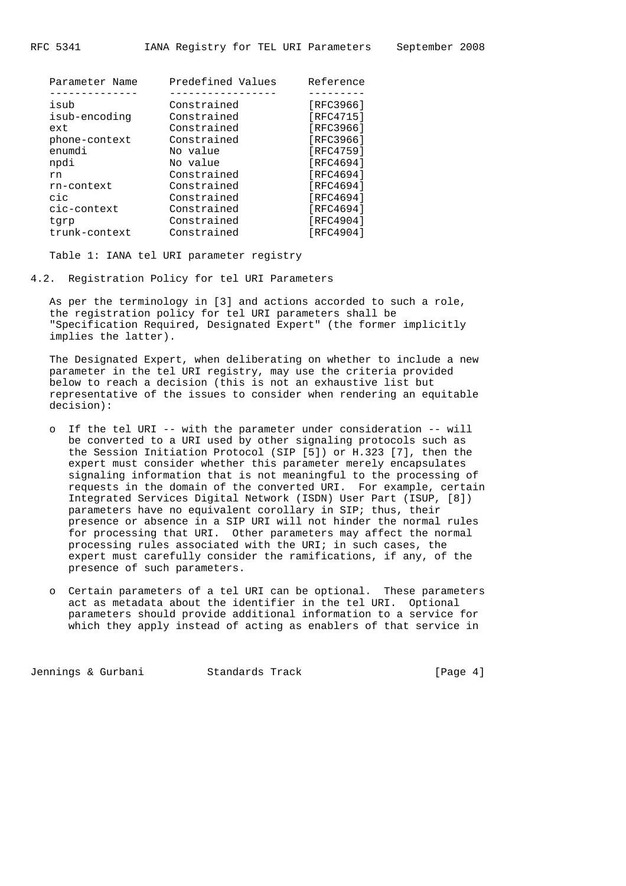| Parameter Name | Predefined Values | Reference |
| --- | --- | --- |
| isub | Constrained | [RFC3966] |
| isub-encoding | Constrained | [RFC4715] |
| ext | Constrained | [RFC3966] |
| phone-context | Constrained | [RFC3966] |
| enumdi | No value | [RFC4759] |
| npdi | No value | [RFC4694] |
| rn | Constrained | [RFC4694] |
| rn-context | Constrained | [RFC4694] |
| cic | Constrained | [RFC4694] |
| cic-context | Constrained | [RFC4694] |
| tgrp | Constrained | [RFC4904] |
| trunk-context | Constrained | [RFC4904] |

Table 1: IANA tel URI parameter registry

### 4.2. Registration Policy for tel URI Parameters

As per the terminology in [3] and actions accorded to such a role, the registration policy for tel URI parameters shall be "Specification Required, Designated Expert" (the former implicitly implies the latter).

The Designated Expert, when deliberating on whether to include a new parameter in the tel URI registry, may use the criteria provided below to reach a decision (this is not an exhaustive list but representative of the issues to consider when rendering an equitable decision):

- If the tel URI -- with the parameter under consideration -- will be converted to a URI used by other signaling protocols such as the Session Initiation Protocol (SIP [5]) or H.323 [7], then the expert must consider whether this parameter merely encapsulates signaling information that is not meaningful to the processing of requests in the domain of the converted URI. For example, certain Integrated Services Digital Network (ISDN) User Part (ISUP, [8]) parameters have no equivalent corollary in SIP; thus, their presence or absence in a SIP URI will not hinder the normal rules for processing that URI. Other parameters may affect the normal processing rules associated with the URI; in such cases, the expert must carefully consider the ramifications, if any, of the presence of such parameters.

- Certain parameters of a tel URI can be optional. These parameters act as metadata about the identifier in the tel URI. Optional parameters should provide additional information to a service for which they apply instead of acting as enablers of that service in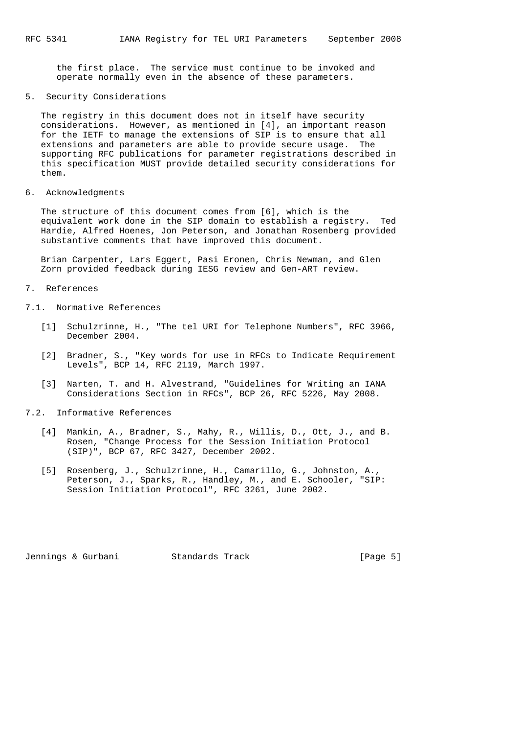the first place. The service must continue to be invoked and operate normally even in the absence of these parameters.

## 5. Security Considerations

The registry in this document does not in itself have security considerations. However, as mentioned in [4], an important reason for the IETF to manage the extensions of SIP is to ensure that all extensions and parameters are able to provide secure usage. The supporting RFC publications for parameter registrations described in this specification MUST provide detailed security considerations for them.

## 6. Acknowledgments

The structure of this document comes from [6], which is the equivalent work done in the SIP domain to establish a registry. Ted Hardie, Alfred Hoenes, Jon Peterson, and Jonathan Rosenberg provided substantive comments that have improved this document.

Brian Carpenter, Lars Eggert, Pasi Eronen, Chris Newman, and Glen Zorn provided feedback during IESG review and Gen-ART review.

## 7. References

### 7.1. Normative References

[1] Schulzrinne, H., "The tel URI for Telephone Numbers", RFC 3966, December 2004.

[2] Bradner, S., "Key words for use in RFCs to Indicate Requirement Levels", BCP 14, RFC 2119, March 1997.

[3] Narten, T. and H. Alvestrand, "Guidelines for Writing an IANA Considerations Section in RFCs", BCP 26, RFC 5226, May 2008.

### 7.2. Informative References

[4] Mankin, A., Bradner, S., Mahy, R., Willis, D., Ott, J., and B. Rosen, "Change Process for the Session Initiation Protocol (SIP)", BCP 67, RFC 3427, December 2002.

[5] Rosenberg, J., Schulzrinne, H., Camarillo, G., Johnston, A., Peterson, J., Sparks, R., Handley, M., and E. Schooler, "SIP: Session Initiation Protocol", RFC 3261, June 2002.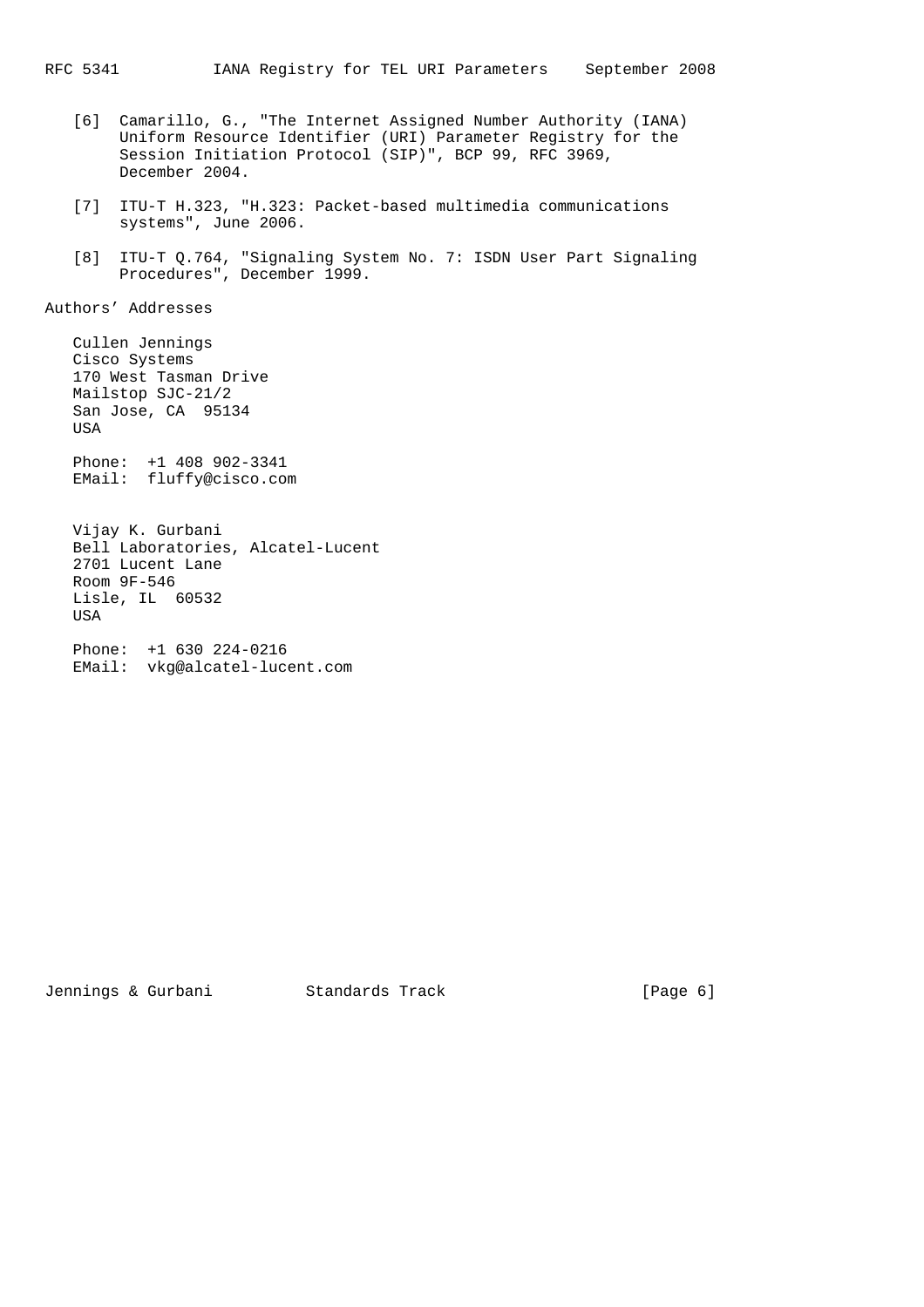[6] Camarillo, G., "The Internet Assigned Number Authority (IANA) Uniform Resource Identifier (URI) Parameter Registry for the Session Initiation Protocol (SIP)", BCP 99, RFC 3969, December 2004.

[7] ITU-T H.323, "H.323: Packet-based multimedia communications systems", June 2006.

[8] ITU-T Q.764, "Signaling System No. 7: ISDN User Part Signaling Procedures", December 1999.

## Authors' Addresses

Cullen Jennings
Cisco Systems
170 West Tasman Drive
Mailstop SJC-21/2
San Jose, CA 95134
USA

Phone: +1 408 902-3341
EMail: fluffy@cisco.com

Vijay K. Gurbani
Bell Laboratories, Alcatel-Lucent
2701 Lucent Lane
Room 9F-546
Lisle, IL 60532
USA

Phone: +1 630 224-0216
EMail: vkg@alcatel-lucent.com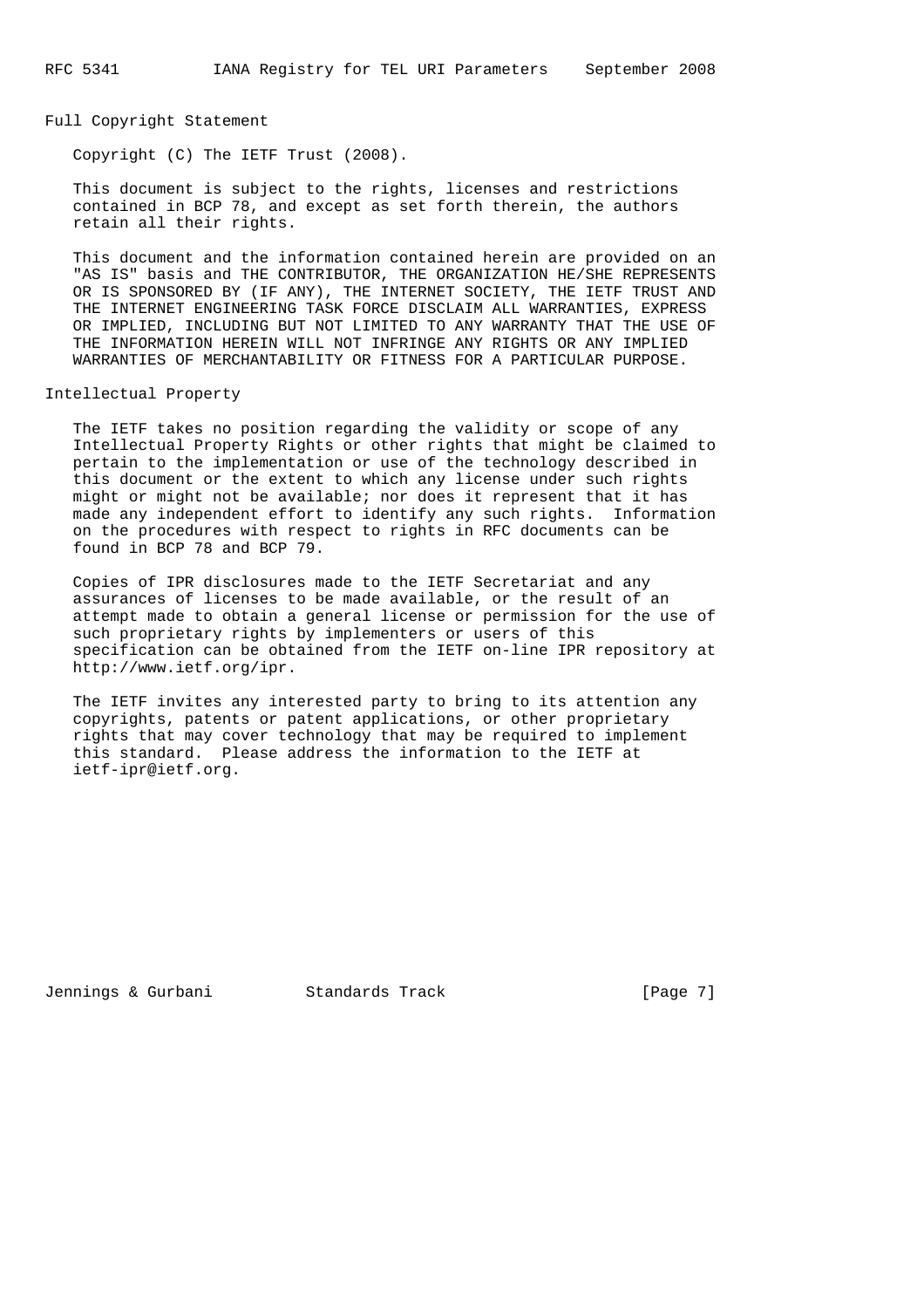## Full Copyright Statement

Copyright (C) The IETF Trust (2008).

This document is subject to the rights, licenses and restrictions contained in BCP 78, and except as set forth therein, the authors retain all their rights.

This document and the information contained herein are provided on an "AS IS" basis and THE CONTRIBUTOR, THE ORGANIZATION HE/SHE REPRESENTS OR IS SPONSORED BY (IF ANY), THE INTERNET SOCIETY, THE IETF TRUST AND THE INTERNET ENGINEERING TASK FORCE DISCLAIM ALL WARRANTIES, EXPRESS OR IMPLIED, INCLUDING BUT NOT LIMITED TO ANY WARRANTY THAT THE USE OF THE INFORMATION HEREIN WILL NOT INFRINGE ANY RIGHTS OR ANY IMPLIED WARRANTIES OF MERCHANTABILITY OR FITNESS FOR A PARTICULAR PURPOSE.

## Intellectual Property

The IETF takes no position regarding the validity or scope of any Intellectual Property Rights or other rights that might be claimed to pertain to the implementation or use of the technology described in this document or the extent to which any license under such rights might or might not be available; nor does it represent that it has made any independent effort to identify any such rights. Information on the procedures with respect to rights in RFC documents can be found in BCP 78 and BCP 79.

Copies of IPR disclosures made to the IETF Secretariat and any assurances of licenses to be made available, or the result of an attempt made to obtain a general license or permission for the use of such proprietary rights by implementers or users of this specification can be obtained from the IETF on-line IPR repository at http://www.ietf.org/ipr.

The IETF invites any interested party to bring to its attention any copyrights, patents or patent applications, or other proprietary rights that may cover technology that may be required to implement this standard. Please address the information to the IETF at ietf-ipr@ietf.org.